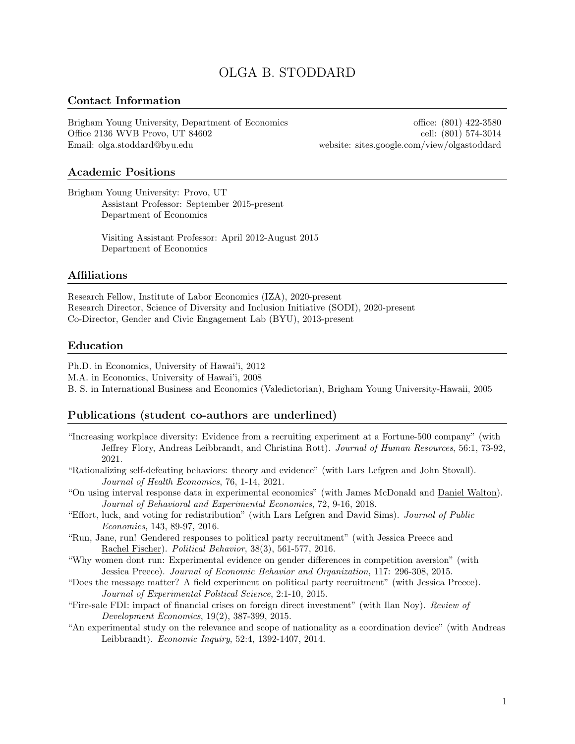# OLGA B. STODDARD

## Contact Information

Brigham Young University, Department of Economics
Office 2136 WVB Provo, UT 84602
Email: olga.stoddard@byu.edu

office: (801) 422-3580
cell: (801) 574-3014
website: sites.google.com/view/olgastoddard

## Academic Positions

Brigham Young University: Provo, UT

Assistant Professor: September 2015-present
Department of Economics

Visiting Assistant Professor: April 2012-August 2015
Department of Economics

## Affiliations

Research Fellow, Institute of Labor Economics (IZA), 2020-present
Research Director, Science of Diversity and Inclusion Initiative (SODI), 2020-present
Co-Director, Gender and Civic Engagement Lab (BYU), 2013-present

## Education

Ph.D. in Economics, University of Hawai'i, 2012
M.A. in Economics, University of Hawai'i, 2008
B. S. in International Business and Economics (Valedictorian), Brigham Young University-Hawaii, 2005

## Publications (student co-authors are underlined)

"Increasing workplace diversity: Evidence from a recruiting experiment at a Fortune-500 company" (with Jeffrey Flory, Andreas Leibbrandt, and Christina Rott). *Journal of Human Resources*, 56:1, 73-92, 2021.

"Rationalizing self-defeating behaviors: theory and evidence" (with Lars Lefgren and John Stovall). *Journal of Health Economics*, 76, 1-14, 2021.

"On using interval response data in experimental economics" (with James McDonald and <u>Daniel Walton</u>). *Journal of Behavioral and Experimental Economics*, 72, 9-16, 2018.

"Effort, luck, and voting for redistribution" (with Lars Lefgren and David Sims). *Journal of Public Economics*, 143, 89-97, 2016.

"Run, Jane, run! Gendered responses to political party recruitment" (with Jessica Preece and <u>Rachel Fischer</u>). *Political Behavior*, 38(3), 561-577, 2016.

"Why women dont run: Experimental evidence on gender differences in competition aversion" (with Jessica Preece). *Journal of Economic Behavior and Organization*, 117: 296-308, 2015.

"Does the message matter? A field experiment on political party recruitment" (with Jessica Preece). *Journal of Experimental Political Science*, 2:1-10, 2015.

"Fire-sale FDI: impact of financial crises on foreign direct investment" (with Ilan Noy). *Review of Development Economics*, 19(2), 387-399, 2015.

"An experimental study on the relevance and scope of nationality as a coordination device" (with Andreas Leibbrandt). *Economic Inquiry*, 52:4, 1392-1407, 2014.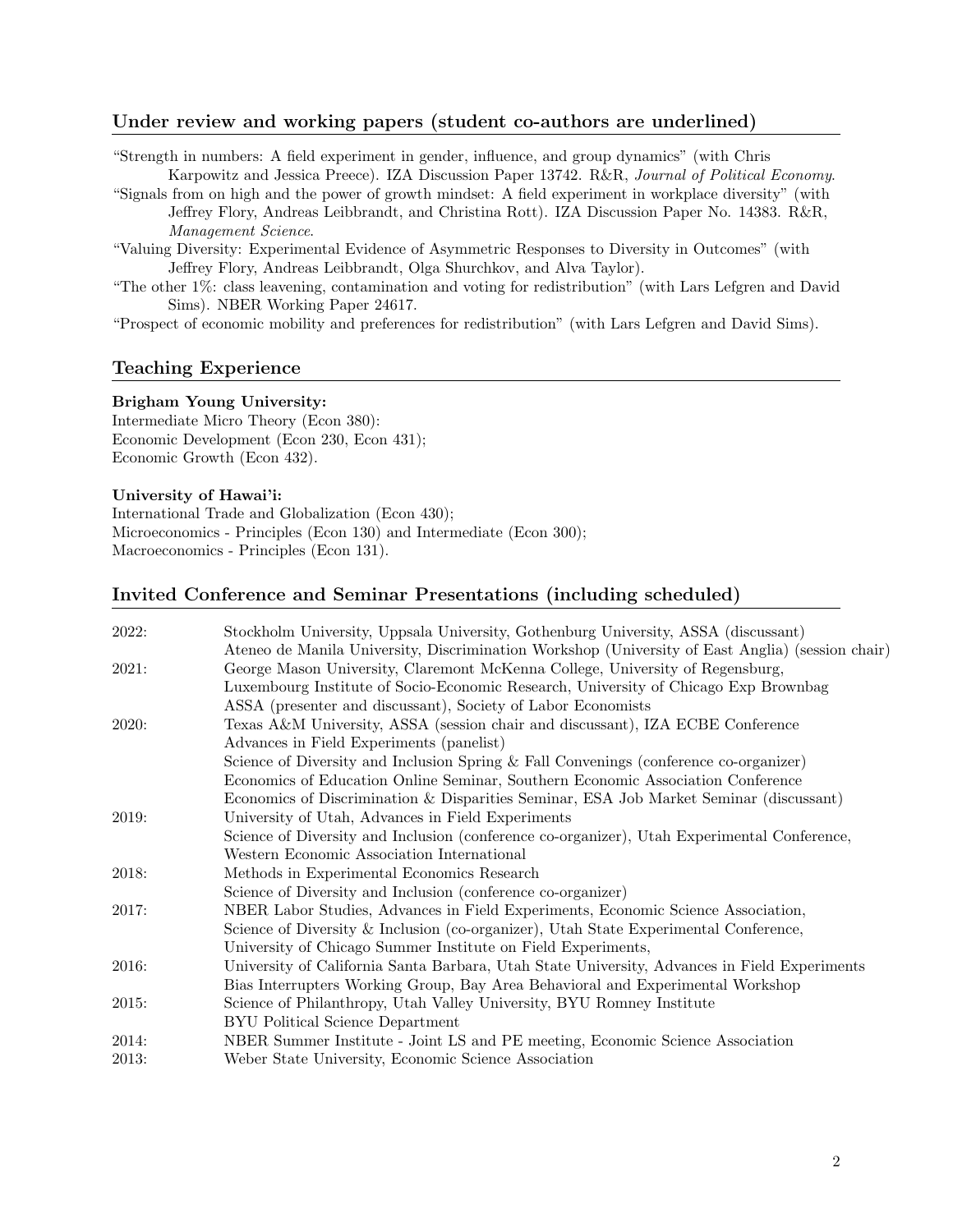## Under review and working papers (student co-authors are underlined)

"Strength in numbers: A field experiment in gender, influence, and group dynamics" (with Chris Karpowitz and Jessica Preece). IZA Discussion Paper 13742. R&R, *Journal of Political Economy*.

"Signals from on high and the power of growth mindset: A field experiment in workplace diversity" (with Jeffrey Flory, Andreas Leibbrandt, and Christina Rott). IZA Discussion Paper No. 14383. R&R, *Management Science*.

"Valuing Diversity: Experimental Evidence of Asymmetric Responses to Diversity in Outcomes" (with Jeffrey Flory, Andreas Leibbrandt, Olga Shurchkov, and Alva Taylor).

"The other 1%: class leavening, contamination and voting for redistribution" (with Lars Lefgren and David Sims). NBER Working Paper 24617.

"Prospect of economic mobility and preferences for redistribution" (with Lars Lefgren and David Sims).

## Teaching Experience

**Brigham Young University:**
Intermediate Micro Theory (Econ 380);
Economic Development (Econ 230, Econ 431);
Economic Growth (Econ 432).

**University of Hawai'i:**
International Trade and Globalization (Econ 430);
Microeconomics - Principles (Econ 130) and Intermediate (Econ 300);
Macroeconomics - Principles (Econ 131).

## Invited Conference and Seminar Presentations (including scheduled)

| | |
|---|---|
| 2022: | Stockholm University, Uppsala University, Gothenburg University, ASSA (discussant) Ateneo de Manila University, Discrimination Workshop (University of East Anglia) (session chair) |
| 2021: | George Mason University, Claremont McKenna College, University of Regensburg, Luxembourg Institute of Socio-Economic Research, University of Chicago Exp Brownbag ASSA (presenter and discussant), Society of Labor Economists |
| 2020: | Texas A&M University, ASSA (session chair and discussant), IZA ECBE Conference Advances in Field Experiments (panelist) Science of Diversity and Inclusion Spring & Fall Convenings (conference co-organizer) Economics of Education Online Seminar, Southern Economic Association Conference Economics of Discrimination & Disparities Seminar, ESA Job Market Seminar (discussant) |
| 2019: | University of Utah, Advances in Field Experiments Science of Diversity and Inclusion (conference co-organizer), Utah Experimental Conference, Western Economic Association International |
| 2018: | Methods in Experimental Economics Research Science of Diversity and Inclusion (conference co-organizer) |
| 2017: | NBER Labor Studies, Advances in Field Experiments, Economic Science Association, Science of Diversity & Inclusion (co-organizer), Utah State Experimental Conference, University of Chicago Summer Institute on Field Experiments, |
| 2016: | University of California Santa Barbara, Utah State University, Advances in Field Experiments Bias Interrupters Working Group, Bay Area Behavioral and Experimental Workshop |
| 2015: | Science of Philanthropy, Utah Valley University, BYU Romney Institute BYU Political Science Department |
| 2014: | NBER Summer Institute - Joint LS and PE meeting, Economic Science Association |
| 2013: | Weber State University, Economic Science Association |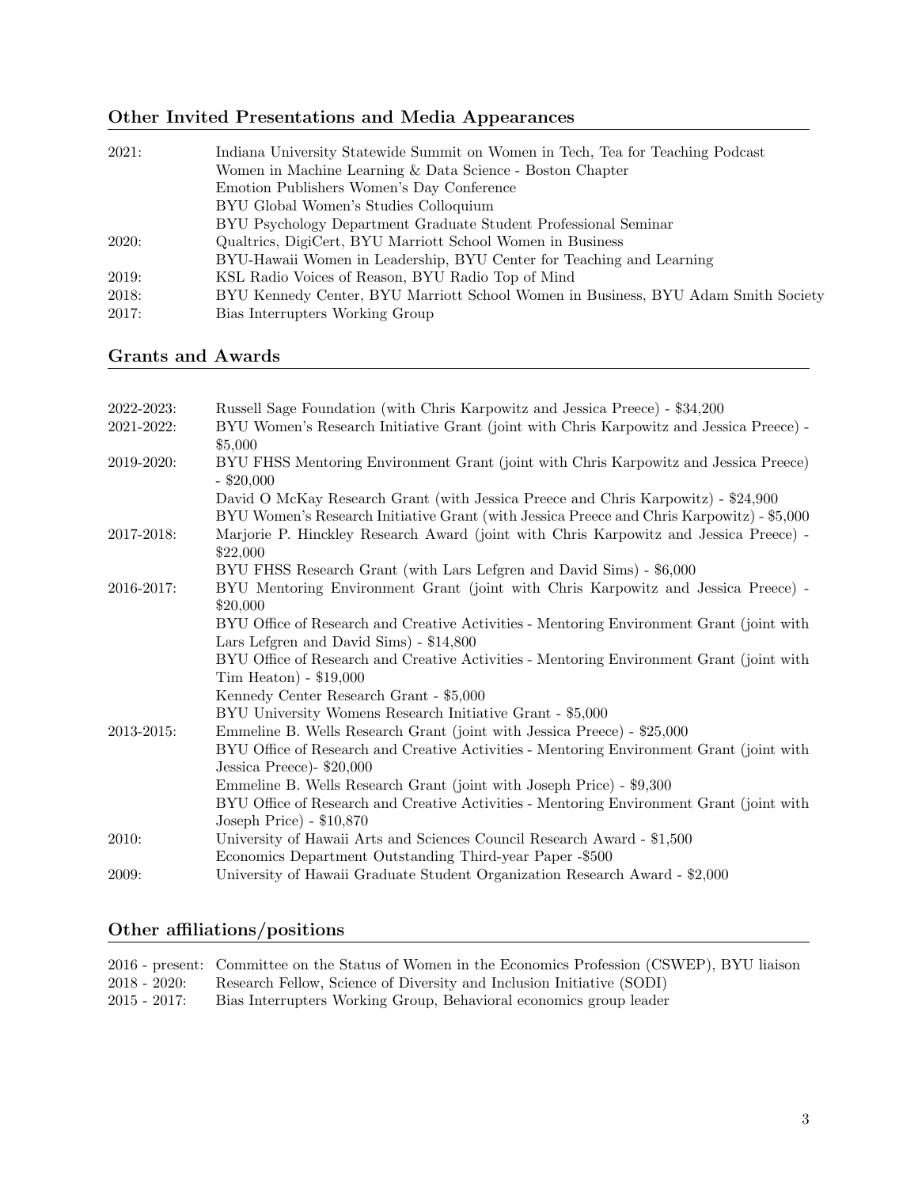## Other Invited Presentations and Media Appearances

| | |
|---|---|
| 2021: | Indiana University Statewide Summit on Women in Tech, Tea for Teaching Podcast |
| | Women in Machine Learning & Data Science - Boston Chapter |
| | Emotion Publishers Women's Day Conference |
| | BYU Global Women's Studies Colloquium |
| | BYU Psychology Department Graduate Student Professional Seminar |
| 2020: | Qualtrics, DigiCert, BYU Marriott School Women in Business |
| | BYU-Hawaii Women in Leadership, BYU Center for Teaching and Learning |
| 2019: | KSL Radio Voices of Reason, BYU Radio Top of Mind |
| 2018: | BYU Kennedy Center, BYU Marriott School Women in Business, BYU Adam Smith Society |
| 2017: | Bias Interrupters Working Group |

## Grants and Awards

| | |
|---|---|
| 2022-2023: | Russell Sage Foundation (with Chris Karpowitz and Jessica Preece) - $34,200 |
| 2021-2022: | BYU Women's Research Initiative Grant (joint with Chris Karpowitz and Jessica Preece) - $5,000 |
| 2019-2020: | BYU FHSS Mentoring Environment Grant (joint with Chris Karpowitz and Jessica Preece) - $20,000 |
| | David O McKay Research Grant (with Jessica Preece and Chris Karpowitz) - $24,900 |
| | BYU Women's Research Initiative Grant (with Jessica Preece and Chris Karpowitz) - $5,000 |
| 2017-2018: | Marjorie P. Hinckley Research Award (joint with Chris Karpowitz and Jessica Preece) - $22,000 |
| | BYU FHSS Research Grant (with Lars Lefgren and David Sims) - $6,000 |
| 2016-2017: | BYU Mentoring Environment Grant (joint with Chris Karpowitz and Jessica Preece) - $20,000 |
| | BYU Office of Research and Creative Activities - Mentoring Environment Grant (joint with Lars Lefgren and David Sims) - $14,800 |
| | BYU Office of Research and Creative Activities - Mentoring Environment Grant (joint with Tim Heaton) - $19,000 |
| | Kennedy Center Research Grant - $5,000 |
| | BYU University Womens Research Initiative Grant - $5,000 |
| 2013-2015: | Emmeline B. Wells Research Grant (joint with Jessica Preece) - $25,000 |
| | BYU Office of Research and Creative Activities - Mentoring Environment Grant (joint with Jessica Preece)- $20,000 |
| | Emmeline B. Wells Research Grant (joint with Joseph Price) - $9,300 |
| | BYU Office of Research and Creative Activities - Mentoring Environment Grant (joint with Joseph Price) - $10,870 |
| 2010: | University of Hawaii Arts and Sciences Council Research Award - $1,500 |
| | Economics Department Outstanding Third-year Paper -$500 |
| 2009: | University of Hawaii Graduate Student Organization Research Award - $2,000 |

## Other affiliations/positions

| | |
|---|---|
| 2016 - present: | Committee on the Status of Women in the Economics Profession (CSWEP), BYU liaison |
| 2018 - 2020: | Research Fellow, Science of Diversity and Inclusion Initiative (SODI) |
| 2015 - 2017: | Bias Interrupters Working Group, Behavioral economics group leader |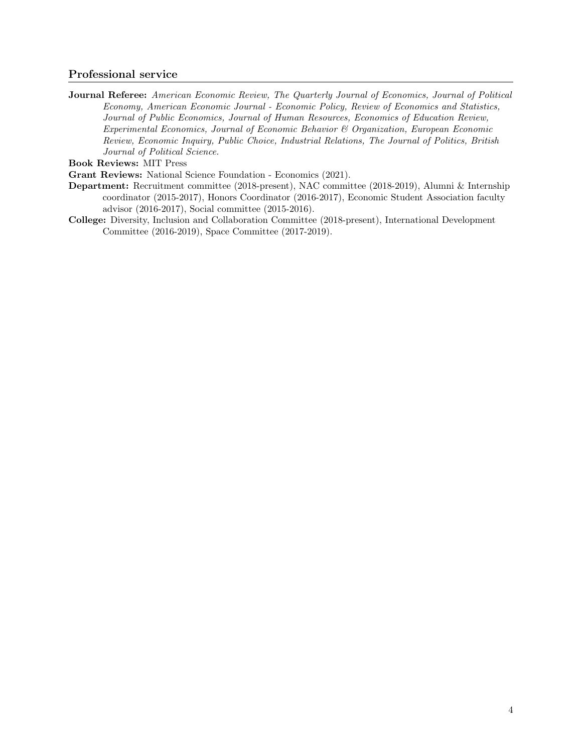## Professional service

**Journal Referee:** *American Economic Review, The Quarterly Journal of Economics, Journal of Political Economy, American Economic Journal - Economic Policy, Review of Economics and Statistics, Journal of Public Economics, Journal of Human Resources, Economics of Education Review, Experimental Economics, Journal of Economic Behavior & Organization, European Economic Review, Economic Inquiry, Public Choice, Industrial Relations, The Journal of Politics, British Journal of Political Science.*

**Book Reviews:** MIT Press

**Grant Reviews:** National Science Foundation - Economics (2021).

**Department:** Recruitment committee (2018-present), NAC committee (2018-2019), Alumni & Internship coordinator (2015-2017), Honors Coordinator (2016-2017), Economic Student Association faculty advisor (2016-2017), Social committee (2015-2016).

**College:** Diversity, Inclusion and Collaboration Committee (2018-present), International Development Committee (2016-2019), Space Committee (2017-2019).